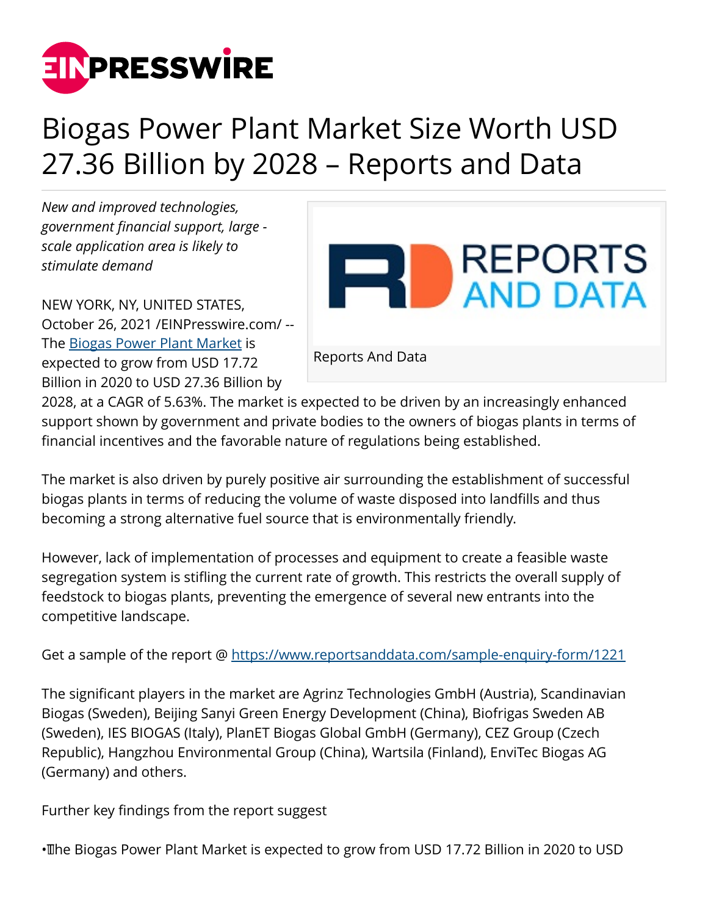# Biogas Power Plant Market Size Worth USD 27.36 Billion by 2028 – Reports and Data

*New and improved technologies, government financial support, large - scale application area is likely to stimulate demand*

Reports And Data

NEW YORK, NY, UNITED STATES, October 26, 2021 /EINPresswire.com/ -- The [Biogas Power Plant Market](Biogas Power Plant Market) is expected to grow from USD 17.72 Billion in 2020 to USD 27.36 Billion by 2028, at a CAGR of 5.63%. The market is expected to be driven by an increasingly enhanced support shown by government and private bodies to the owners of biogas plants in terms of financial incentives and the favorable nature of regulations being established.

The market is also driven by purely positive air surrounding the establishment of successful biogas plants in terms of reducing the volume of waste disposed into landfills and thus becoming a strong alternative fuel source that is environmentally friendly.

However, lack of implementation of processes and equipment to create a feasible waste segregation system is stifling the current rate of growth. This restricts the overall supply of feedstock to biogas plants, preventing the emergence of several new entrants into the competitive landscape.

Get a sample of the report @ https://www.reportsanddata.com/sample-enquiry-form/1221

The significant players in the market are Agrinz Technologies GmbH (Austria), Scandinavian Biogas (Sweden), Beijing Sanyi Green Energy Development (China), Biofrigas Sweden AB (Sweden), IES BIOGAS (Italy), PlanET Biogas Global GmbH (Germany), CEZ Group (Czech Republic), Hangzhou Environmental Group (China), Wartsila (Finland), EnviTec Biogas AG (Germany) and others.

Further key findings from the report suggest

- The Biogas Power Plant Market is expected to grow from USD 17.72 Billion in 2020 to USD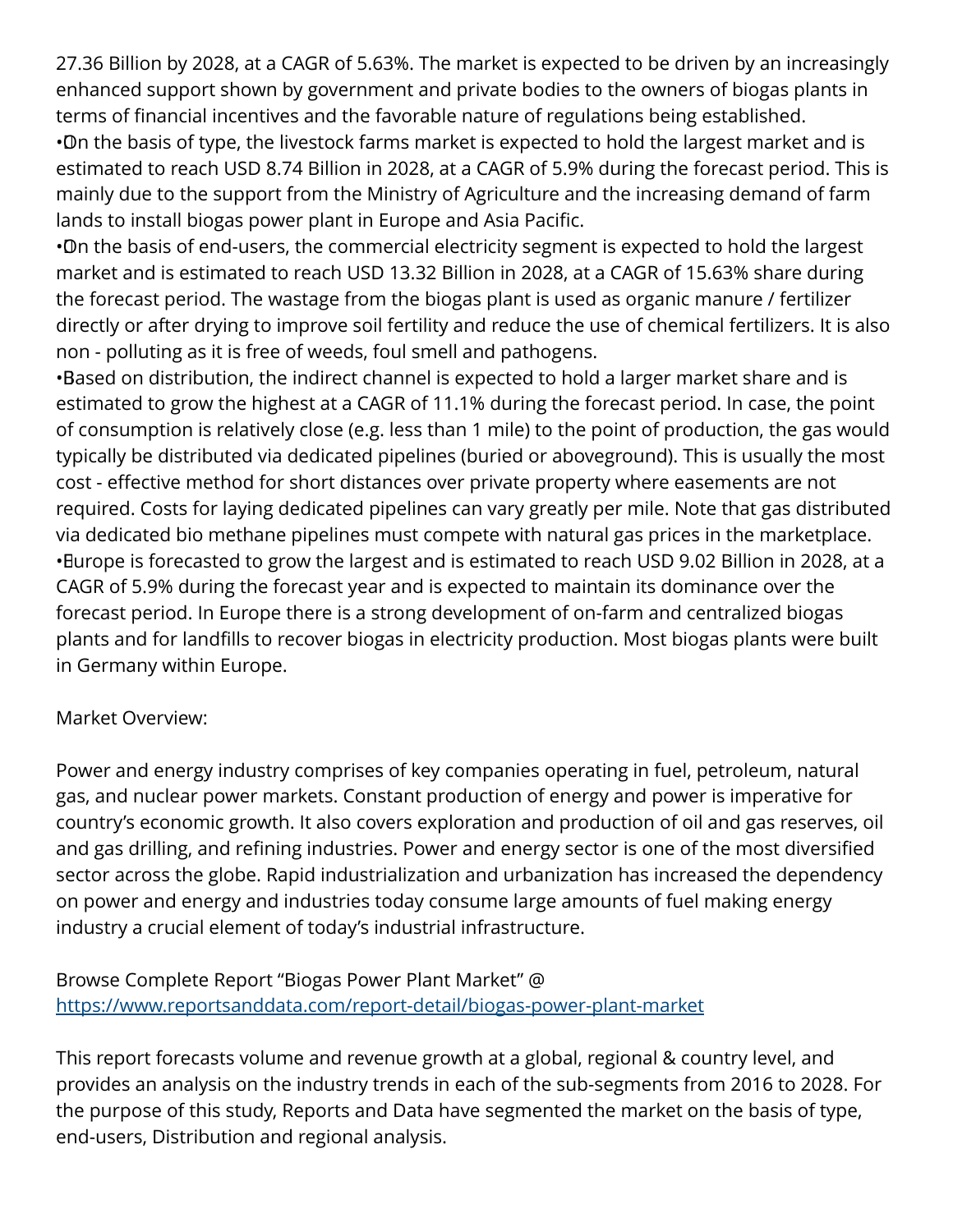27.36 Billion by 2028, at a CAGR of 5.63%. The market is expected to be driven by an increasingly enhanced support shown by government and private bodies to the owners of biogas plants in terms of financial incentives and the favorable nature of regulations being established.

- On the basis of type, the livestock farms market is expected to hold the largest market and is estimated to reach USD 8.74 Billion in 2028, at a CAGR of 5.9% during the forecast period. This is mainly due to the support from the Ministry of Agriculture and the increasing demand of farm lands to install biogas power plant in Europe and Asia Pacific.
- On the basis of end-users, the commercial electricity segment is expected to hold the largest market and is estimated to reach USD 13.32 Billion in 2028, at a CAGR of 15.63% share during the forecast period. The wastage from the biogas plant is used as organic manure / fertilizer directly or after drying to improve soil fertility and reduce the use of chemical fertilizers. It is also non - polluting as it is free of weeds, foul smell and pathogens.
- Based on distribution, the indirect channel is expected to hold a larger market share and is estimated to grow the highest at a CAGR of 11.1% during the forecast period. In case, the point of consumption is relatively close (e.g. less than 1 mile) to the point of production, the gas would typically be distributed via dedicated pipelines (buried or aboveground). This is usually the most cost - effective method for short distances over private property where easements are not required. Costs for laying dedicated pipelines can vary greatly per mile. Note that gas distributed via dedicated bio methane pipelines must compete with natural gas prices in the marketplace.
- Europe is forecasted to grow the largest and is estimated to reach USD 9.02 Billion in 2028, at a CAGR of 5.9% during the forecast year and is expected to maintain its dominance over the forecast period. In Europe there is a strong development of on-farm and centralized biogas plants and for landfills to recover biogas in electricity production. Most biogas plants were built in Germany within Europe.

Market Overview:

Power and energy industry comprises of key companies operating in fuel, petroleum, natural gas, and nuclear power markets. Constant production of energy and power is imperative for country's economic growth. It also covers exploration and production of oil and gas reserves, oil and gas drilling, and refining industries. Power and energy sector is one of the most diversified sector across the globe. Rapid industrialization and urbanization has increased the dependency on power and energy and industries today consume large amounts of fuel making energy industry a crucial element of today's industrial infrastructure.

Browse Complete Report "Biogas Power Plant Market" @ [https://www.reportsanddata.com/report-detail/biogas-power-plant-market](https://www.reportsanddata.com/report-detail/biogas-power-plant-market)

This report forecasts volume and revenue growth at a global, regional & country level, and provides an analysis on the industry trends in each of the sub-segments from 2016 to 2028. For the purpose of this study, Reports and Data have segmented the market on the basis of type, end-users, Distribution and regional analysis.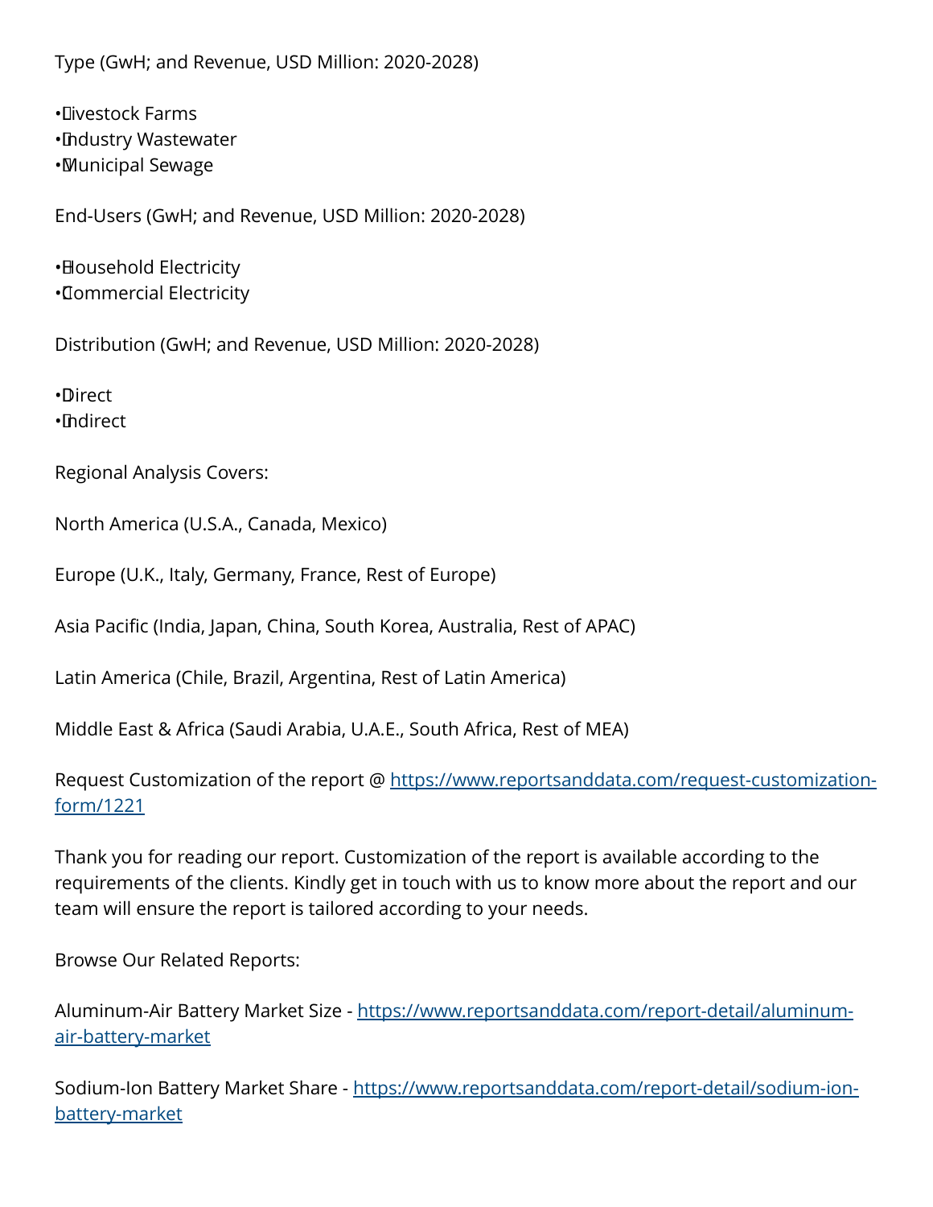Type (GwH; and Revenue, USD Million: 2020-2028)

- Livestock Farms
- Industry Wastewater
- Municipal Sewage

End-Users (GwH; and Revenue, USD Million: 2020-2028)

- Household Electricity
- Commercial Electricity

Distribution (GwH; and Revenue, USD Million: 2020-2028)

- Direct
- Indirect

Regional Analysis Covers:

North America (U.S.A., Canada, Mexico)

Europe (U.K., Italy, Germany, France, Rest of Europe)

Asia Pacific (India, Japan, China, South Korea, Australia, Rest of APAC)

Latin America (Chile, Brazil, Argentina, Rest of Latin America)

Middle East & Africa (Saudi Arabia, U.A.E., South Africa, Rest of MEA)

Request Customization of the report @ [https://www.reportsanddata.com/request-customization-form/1221](https://www.reportsanddata.com/request-customization-form/1221)

Thank you for reading our report. Customization of the report is available according to the requirements of the clients. Kindly get in touch with us to know more about the report and our team will ensure the report is tailored according to your needs.

Browse Our Related Reports:

Aluminum-Air Battery Market Size - [https://www.reportsanddata.com/report-detail/aluminum-air-battery-market](https://www.reportsanddata.com/report-detail/aluminum-air-battery-market)

Sodium-Ion Battery Market Share - [https://www.reportsanddata.com/report-detail/sodium-ion-battery-market](https://www.reportsanddata.com/report-detail/sodium-ion-battery-market)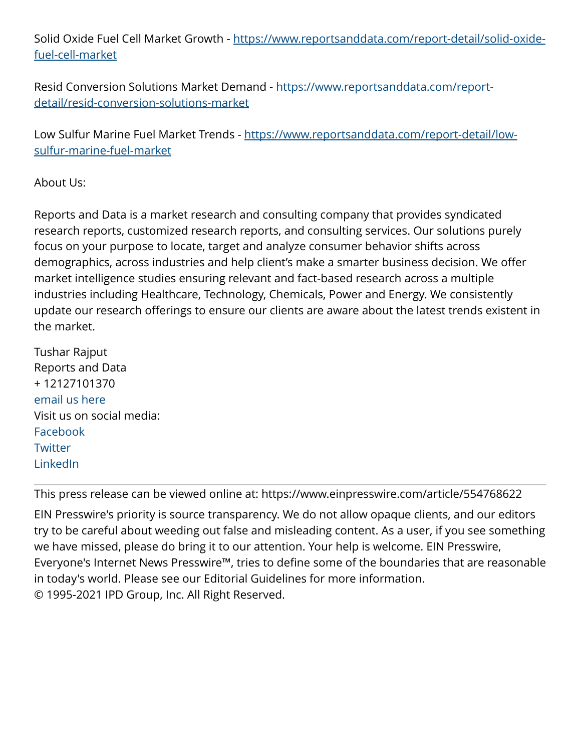Solid Oxide Fuel Cell Market Growth - https://www.reportsanddata.com/report-detail/solid-oxide-fuel-cell-market

Resid Conversion Solutions Market Demand - https://www.reportsanddata.com/report-detail/resid-conversion-solutions-market

Low Sulfur Marine Fuel Market Trends - https://www.reportsanddata.com/report-detail/low-sulfur-marine-fuel-market

About Us:

Reports and Data is a market research and consulting company that provides syndicated research reports, customized research reports, and consulting services. Our solutions purely focus on your purpose to locate, target and analyze consumer behavior shifts across demographics, across industries and help client's make a smarter business decision. We offer market intelligence studies ensuring relevant and fact-based research across a multiple industries including Healthcare, Technology, Chemicals, Power and Energy. We consistently update our research offerings to ensure our clients are aware about the latest trends existent in the market.

Tushar Rajput
Reports and Data
+ 12127101370
email us here
Visit us on social media:
Facebook
Twitter
LinkedIn

---

This press release can be viewed online at: https://www.einpresswire.com/article/554768622

EIN Presswire's priority is source transparency. We do not allow opaque clients, and our editors try to be careful about weeding out false and misleading content. As a user, if you see something we have missed, please do bring it to our attention. Your help is welcome. EIN Presswire, Everyone's Internet News Presswire™, tries to define some of the boundaries that are reasonable in today's world. Please see our Editorial Guidelines for more information.
© 1995-2021 IPD Group, Inc. All Right Reserved.